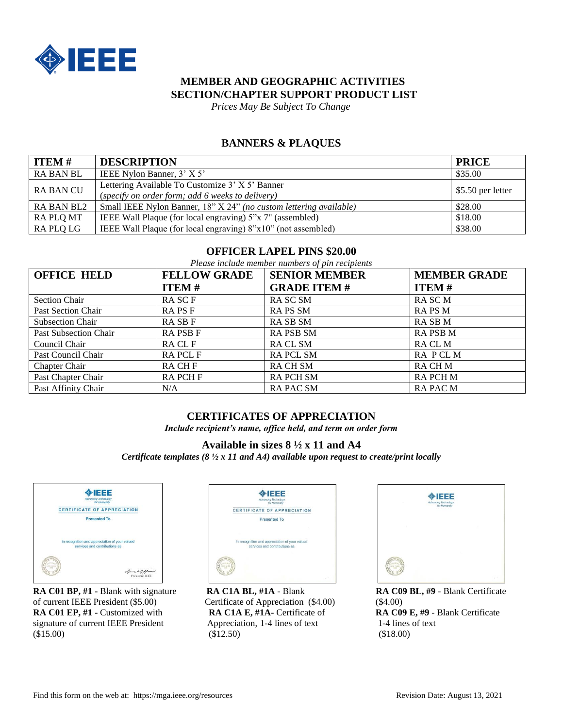# MEMBER AND GEOGRAPHIC ACTIVITIES
# SECTION/CHAPTER SUPPORT PRODUCT LIST

*Prices May Be Subject To Change*

## BANNERS & PLAQUES

| ITEM # | DESCRIPTION | PRICE |
|---|---|---|
| RA BAN BL | IEEE Nylon Banner, 3' X 5' | $35.00 |
| RA BAN CU | Lettering Available To Customize 3' X 5' Banner (*specify on order form; add 6 weeks to delivery)* | $5.50 per letter |
| RA BAN BL2 | Small IEEE Nylon Banner, 18" X 24" *(no custom lettering available)* | $28.00 |
| RA PLQ MT | IEEE Wall Plaque (for local engraving) 5"x 7" (assembled) | $18.00 |
| RA PLQ LG | IEEE Wall Plaque (for local engraving) 8"x10" (not assembled) | $38.00 |

## OFFICER LAPEL PINS $20.00

*Please include member numbers of pin recipients*

| OFFICE HELD | FELLOW GRADE ITEM # | SENIOR MEMBER GRADE ITEM # | MEMBER GRADE ITEM # |
|---|---|---|---|
| Section Chair | RA SC F | RA SC SM | RA SC M |
| Past Section Chair | RA PS F | RA PS SM | RA PS M |
| Subsection Chair | RA SB F | RA SB SM | RA SB M |
| Past Subsection Chair | RA PSB F | RA PSB SM | RA PSB M |
| Council Chair | RA CL F | RA CL SM | RA CL M |
| Past Council Chair | RA PCL F | RA PCL SM | RA P CL M |
| Chapter Chair | RA CH F | RA CH SM | RA CH M |
| Past Chapter Chair | RA PCH F | RA PCH SM | RA PCH M |
| Past Affinity Chair | N/A | RA PAC SM | RA PAC M |

## CERTIFICATES OF APPRECIATION

***Include recipient's name, office held, and term on order form***

### Available in sizes 8 ½ x 11 and A4

***Certificate templates (8 ½ x 11 and A4) available upon request to create/print locally***

**RA C01 BP, #1 -** Blank with signature of current IEEE President ($5.00)
**RA C01 EP, #1 -** Customized with signature of current IEEE President ($15.00)

**RA C1A BL, #1A** - Blank Certificate of Appreciation ($4.00)
**RA C1A E, #1A-** Certificate of Appreciation, 1-4 lines of text ($12.50)

**RA C09 BL, #9** - Blank Certificate ($4.00)
**RA C09 E, #9** - Blank Certificate 1-4 lines of text ($18.00)

Find this form on the web at: https://mga.ieee.org/resources

Revision Date: August 13, 2021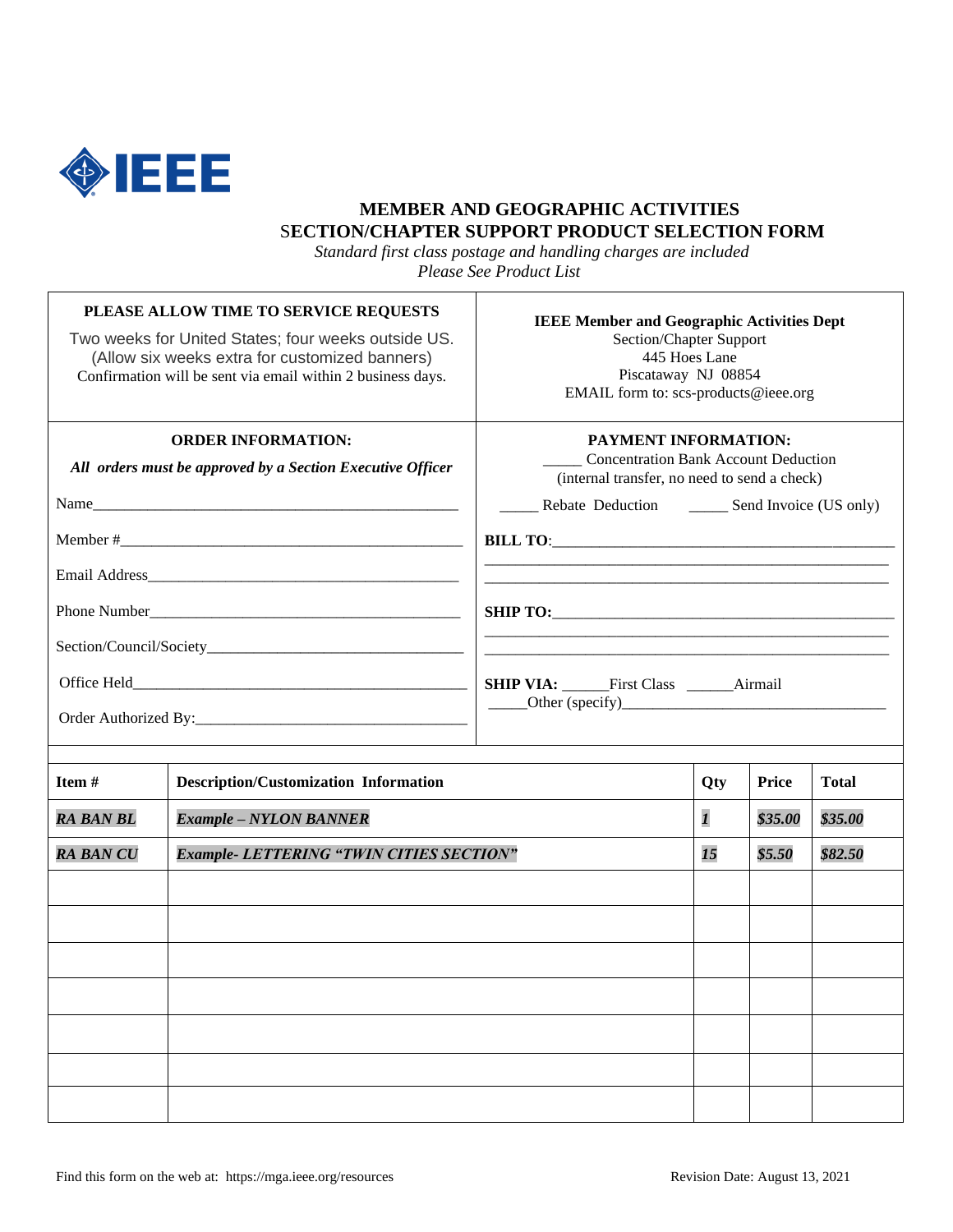# MEMBER AND GEOGRAPHIC ACTIVITIES
# SECTION/CHAPTER SUPPORT PRODUCT SELECTION FORM

*Standard first class postage and handling charges are included*
*Please See Product List*

**PLEASE ALLOW TIME TO SERVICE REQUESTS**

Two weeks for United States; four weeks outside US.
(Allow six weeks extra for customized banners)
Confirmation will be sent via email within 2 business days.

**IEEE Member and Geographic Activities Dept**
Section/Chapter Support
445 Hoes Lane
Piscataway NJ 08854
EMAIL form to: scs-products@ieee.org

**ORDER INFORMATION:**

***All orders must be approved by a Section Executive Officer***

Name_______________________________________________

Member #____________________________________________

Email Address________________________________________

Phone Number________________________________________

Section/Council/Society________________________________

Office Held___________________________________________

Order Authorized By:__________________________________

**PAYMENT INFORMATION:**

_____ Concentration Bank Account Deduction
(internal transfer, no need to send a check)

_____ Rebate Deduction _____ Send Invoice (US only)

**BILL TO**:____________________________________________
________________________________________________________
________________________________________________________

**SHIP TO:**____________________________________________
________________________________________________________
________________________________________________________

**SHIP VIA:** ______First Class ______Airmail
_____Other (specify)_________________________________

| Item # | Description/Customization Information | Qty | Price | Total |
|---|---|---|---|---|
| ***RA BAN BL*** | ***Example – NYLON BANNER*** | ***1*** | ***$35.00*** | ***$35.00*** |
| ***RA BAN CU*** | ***Example- LETTERING "TWIN CITIES SECTION"*** | ***15*** | ***$5.50*** | ***$82.50*** |
| | | | | |
| | | | | |
| | | | | |
| | | | | |
| | | | | |
| | | | | |
| | | | | |

Find this form on the web at: https://mga.ieee.org/resources

Revision Date: August 13, 2021